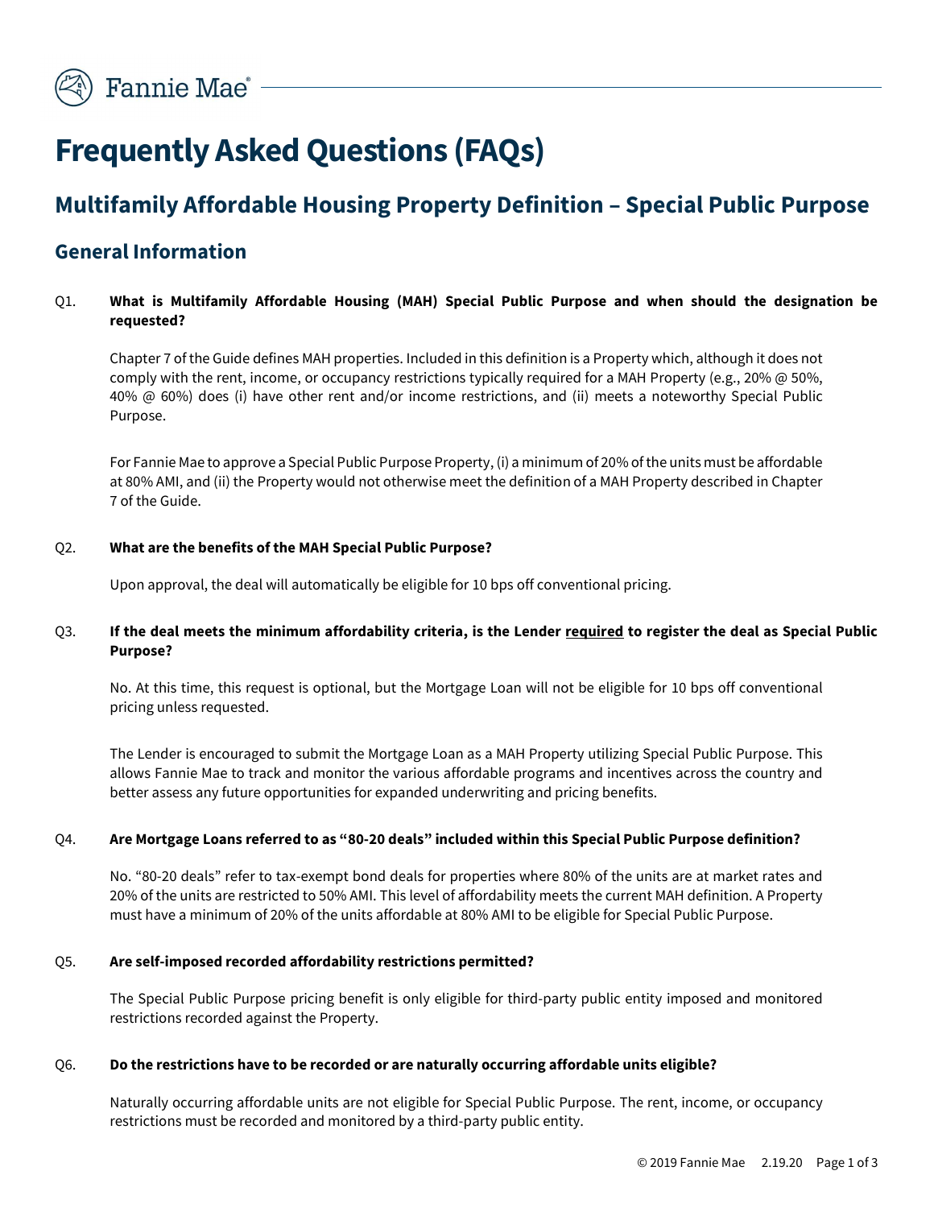# Frequently Asked Questions (FAQs)

## Multifamily Affordable Housing Property Definition – Special Public Purpose

### General Information

Q1. **What is Multifamily Affordable Housing (MAH) Special Public Purpose and when should the designation be requested?**

Chapter 7 of the Guide defines MAH properties. Included in this definition is a Property which, although it does not comply with the rent, income, or occupancy restrictions typically required for a MAH Property (e.g., 20% @ 50%, 40% @ 60%) does (i) have other rent and/or income restrictions, and (ii) meets a noteworthy Special Public Purpose.

For Fannie Mae to approve a Special Public Purpose Property, (i) a minimum of 20% of the units must be affordable at 80% AMI, and (ii) the Property would not otherwise meet the definition of a MAH Property described in Chapter 7 of the Guide.

Q2. **What are the benefits of the MAH Special Public Purpose?**

Upon approval, the deal will automatically be eligible for 10 bps off conventional pricing.

Q3. **If the deal meets the minimum affordability criteria, is the Lender <u>required</u> to register the deal as Special Public Purpose?**

No. At this time, this request is optional, but the Mortgage Loan will not be eligible for 10 bps off conventional pricing unless requested.

The Lender is encouraged to submit the Mortgage Loan as a MAH Property utilizing Special Public Purpose. This allows Fannie Mae to track and monitor the various affordable programs and incentives across the country and better assess any future opportunities for expanded underwriting and pricing benefits.

Q4. **Are Mortgage Loans referred to as "80-20 deals" included within this Special Public Purpose definition?**

No. "80-20 deals" refer to tax-exempt bond deals for properties where 80% of the units are at market rates and 20% of the units are restricted to 50% AMI. This level of affordability meets the current MAH definition. A Property must have a minimum of 20% of the units affordable at 80% AMI to be eligible for Special Public Purpose.

Q5. **Are self-imposed recorded affordability restrictions permitted?**

The Special Public Purpose pricing benefit is only eligible for third-party public entity imposed and monitored restrictions recorded against the Property.

Q6. **Do the restrictions have to be recorded or are naturally occurring affordable units eligible?**

Naturally occurring affordable units are not eligible for Special Public Purpose. The rent, income, or occupancy restrictions must be recorded and monitored by a third-party public entity.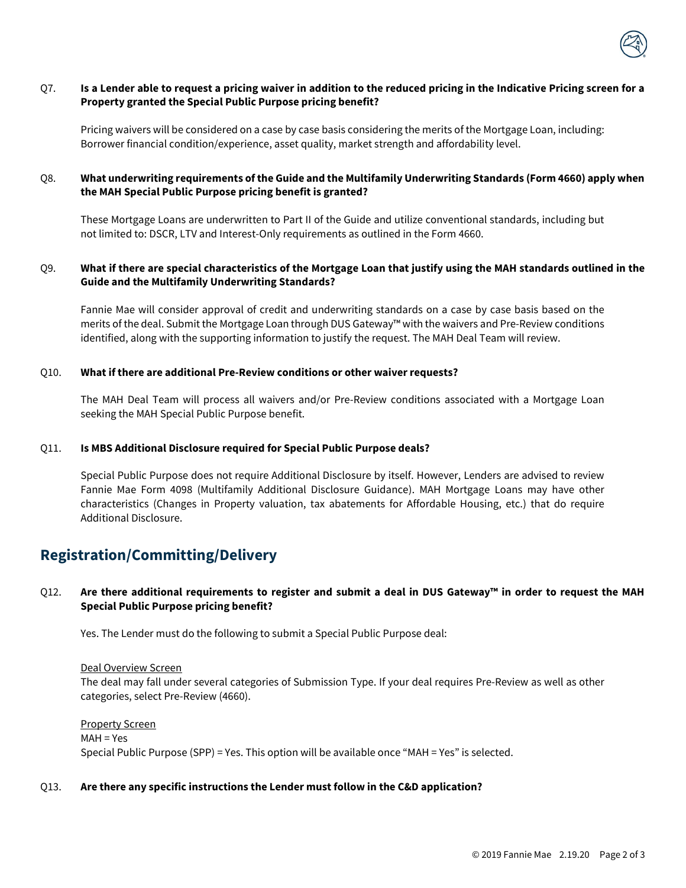**Q7. Is a Lender able to request a pricing waiver in addition to the reduced pricing in the Indicative Pricing screen for a Property granted the Special Public Purpose pricing benefit?**

Pricing waivers will be considered on a case by case basis considering the merits of the Mortgage Loan, including: Borrower financial condition/experience, asset quality, market strength and affordability level.

**Q8. What underwriting requirements of the Guide and the Multifamily Underwriting Standards (Form 4660) apply when the MAH Special Public Purpose pricing benefit is granted?**

These Mortgage Loans are underwritten to Part II of the Guide and utilize conventional standards, including but not limited to: DSCR, LTV and Interest-Only requirements as outlined in the Form 4660.

**Q9. What if there are special characteristics of the Mortgage Loan that justify using the MAH standards outlined in the Guide and the Multifamily Underwriting Standards?**

Fannie Mae will consider approval of credit and underwriting standards on a case by case basis based on the merits of the deal. Submit the Mortgage Loan through DUS Gateway™ with the waivers and Pre-Review conditions identified, along with the supporting information to justify the request. The MAH Deal Team will review.

**Q10. What if there are additional Pre-Review conditions or other waiver requests?**

The MAH Deal Team will process all waivers and/or Pre-Review conditions associated with a Mortgage Loan seeking the MAH Special Public Purpose benefit.

**Q11. Is MBS Additional Disclosure required for Special Public Purpose deals?**

Special Public Purpose does not require Additional Disclosure by itself. However, Lenders are advised to review Fannie Mae Form 4098 (Multifamily Additional Disclosure Guidance). MAH Mortgage Loans may have other characteristics (Changes in Property valuation, tax abatements for Affordable Housing, etc.) that do require Additional Disclosure.

## Registration/Committing/Delivery

**Q12. Are there additional requirements to register and submit a deal in DUS Gateway™ in order to request the MAH Special Public Purpose pricing benefit?**

Yes. The Lender must do the following to submit a Special Public Purpose deal:

Deal Overview Screen
The deal may fall under several categories of Submission Type. If your deal requires Pre-Review as well as other categories, select Pre-Review (4660).

Property Screen
MAH = Yes
Special Public Purpose (SPP) = Yes. This option will be available once "MAH = Yes" is selected.

**Q13. Are there any specific instructions the Lender must follow in the C&D application?**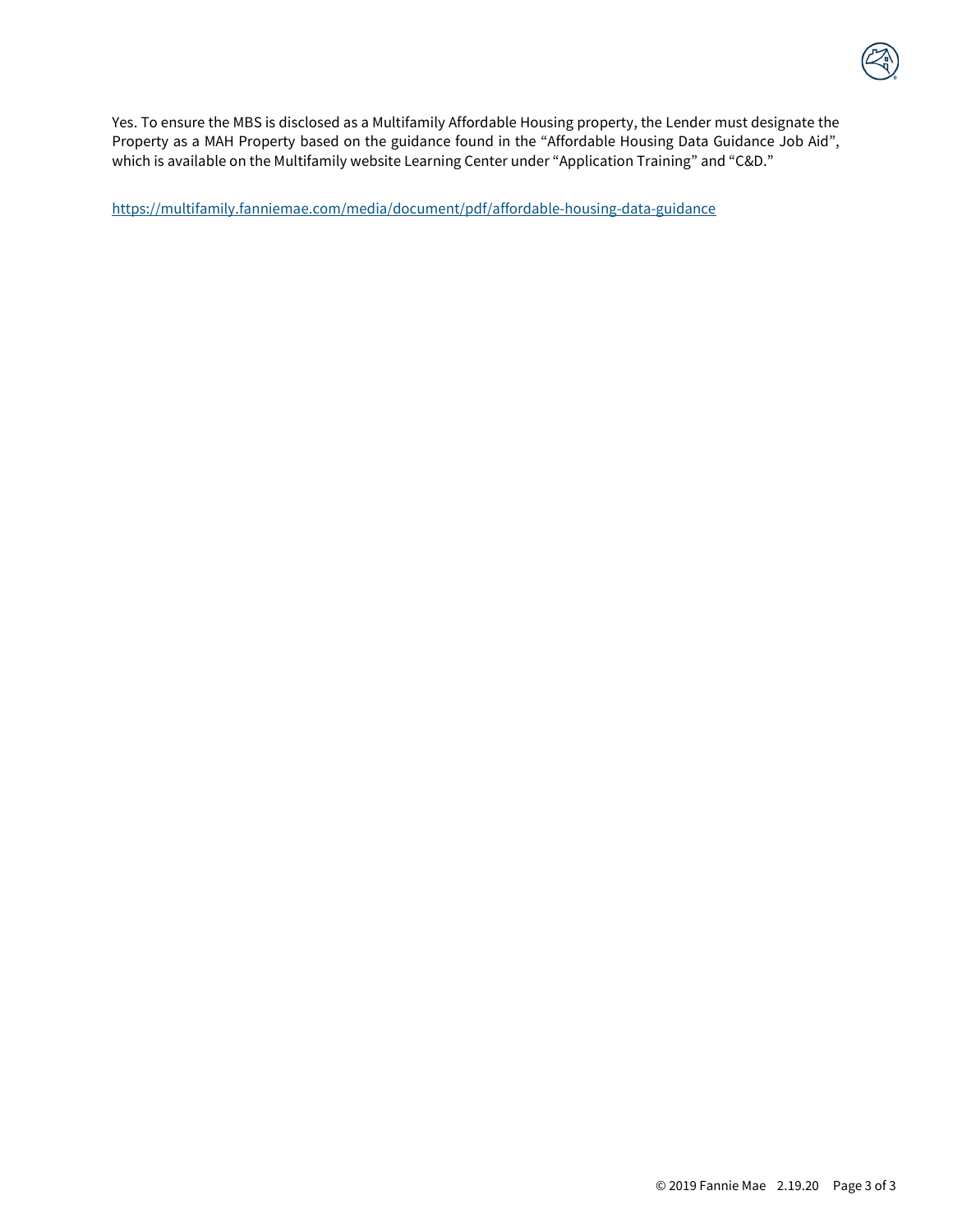Yes. To ensure the MBS is disclosed as a Multifamily Affordable Housing property, the Lender must designate the Property as a MAH Property based on the guidance found in the "Affordable Housing Data Guidance Job Aid", which is available on the Multifamily website Learning Center under "Application Training" and "C&D."

https://multifamily.fanniemae.com/media/document/pdf/affordable-housing-data-guidance